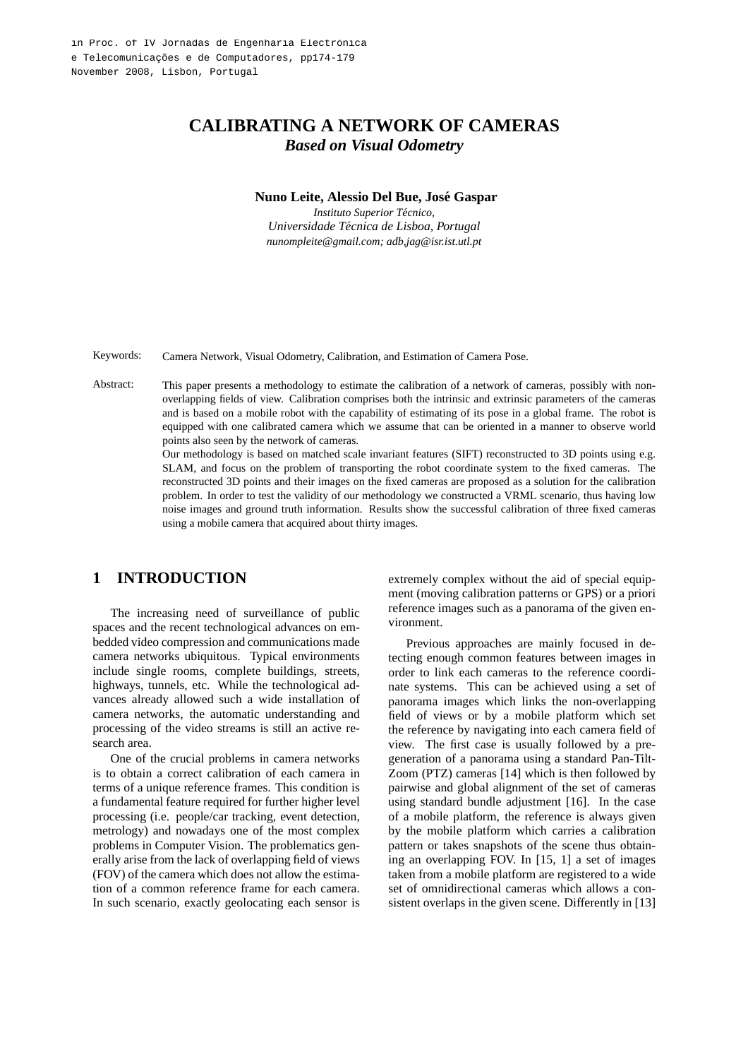in Proc. of IV Jornadas de Engenharia Electrónica
e Telecomunicações e de Computadores, pp174-179
November 2008, Lisbon, Portugal

# CALIBRATING A NETWORK OF CAMERAS
### *Based on Visual Odometry*

**Nuno Leite, Alessio Del Bue, José Gaspar**

*Instituto Superior Técnico,*
*Universidade Técnica de Lisboa, Portugal*
*nunompleite@gmail.com; adb,jag@isr.ist.utl.pt*

Keywords: Camera Network, Visual Odometry, Calibration, and Estimation of Camera Pose.

Abstract: This paper presents a methodology to estimate the calibration of a network of cameras, possibly with non-overlapping fields of view. Calibration comprises both the intrinsic and extrinsic parameters of the cameras and is based on a mobile robot with the capability of estimating of its pose in a global frame. The robot is equipped with one calibrated camera which we assume that can be oriented in a manner to observe world points also seen by the network of cameras.
Our methodology is based on matched scale invariant features (SIFT) reconstructed to 3D points using e.g. SLAM, and focus on the problem of transporting the robot coordinate system to the fixed cameras. The reconstructed 3D points and their images on the fixed cameras are proposed as a solution for the calibration problem. In order to test the validity of our methodology we constructed a VRML scenario, thus having low noise images and ground truth information. Results show the successful calibration of three fixed cameras using a mobile camera that acquired about thirty images.

## 1 INTRODUCTION

The increasing need of surveillance of public spaces and the recent technological advances on embedded video compression and communications made camera networks ubiquitous. Typical environments include single rooms, complete buildings, streets, highways, tunnels, etc. While the technological advances already allowed such a wide installation of camera networks, the automatic understanding and processing of the video streams is still an active research area.

One of the crucial problems in camera networks is to obtain a correct calibration of each camera in terms of a unique reference frames. This condition is a fundamental feature required for further higher level processing (i.e. people/car tracking, event detection, metrology) and nowadays one of the most complex problems in Computer Vision. The problematics generally arise from the lack of overlapping field of views (FOV) of the camera which does not allow the estimation of a common reference frame for each camera. In such scenario, exactly geolocating each sensor is extremely complex without the aid of special equipment (moving calibration patterns or GPS) or a priori reference images such as a panorama of the given environment.

Previous approaches are mainly focused in detecting enough common features between images in order to link each cameras to the reference coordinate systems. This can be achieved using a set of panorama images which links the non-overlapping field of views or by a mobile platform which set the reference by navigating into each camera field of view. The first case is usually followed by a pre-generation of a panorama using a standard Pan-Tilt-Zoom (PTZ) cameras [14] which is then followed by pairwise and global alignment of the set of cameras using standard bundle adjustment [16]. In the case of a mobile platform, the reference is always given by the mobile platform which carries a calibration pattern or takes snapshots of the scene thus obtaining an overlapping FOV. In [15, 1] a set of images taken from a mobile platform are registered to a wide set of omnidirectional cameras which allows a consistent overlaps in the given scene. Differently in [13]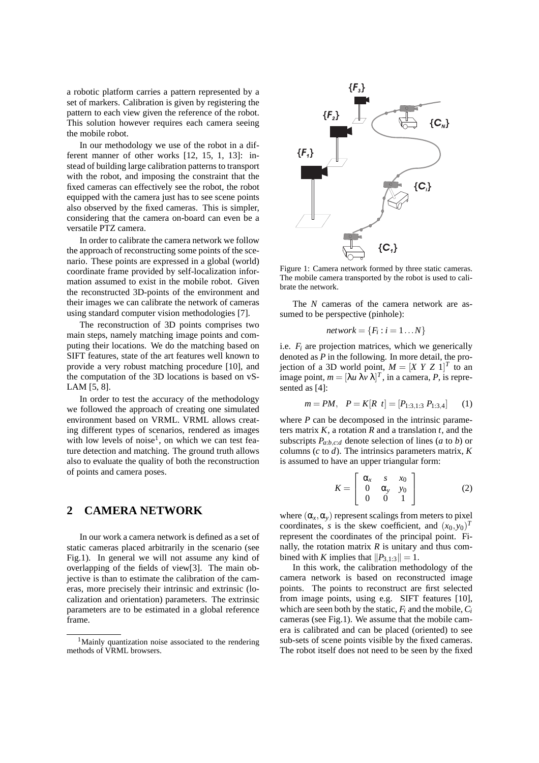a robotic platform carries a pattern represented by a set of markers. Calibration is given by registering the pattern to each view given the reference of the robot. This solution however requires each camera seeing the mobile robot.

In our methodology we use of the robot in a different manner of other works [12, 15, 1, 13]: instead of building large calibration patterns to transport with the robot, and imposing the constraint that the fixed cameras can effectively see the robot, the robot equipped with the camera just has to see scene points also observed by the fixed cameras. This is simpler, considering that the camera on-board can even be a versatile PTZ camera.

In order to calibrate the camera network we follow the approach of reconstructing some points of the scenario. These points are expressed in a global (world) coordinate frame provided by self-localization information assumed to exist in the mobile robot. Given the reconstructed 3D-points of the environment and their images we can calibrate the network of cameras using standard computer vision methodologies [7].

The reconstruction of 3D points comprises two main steps, namely matching image points and computing their locations. We do the matching based on SIFT features, state of the art features well known to provide a very robust matching procedure [10], and the computation of the 3D locations is based on vSLAM [5, 8].

In order to test the accuracy of the methodology we followed the approach of creating one simulated environment based on VRML. VRML allows creating different types of scenarios, rendered as images with low levels of noise[1], on which we can test feature detection and matching. The ground truth allows also to evaluate the quality of both the reconstruction of points and camera poses.

## 2 CAMERA NETWORK

In our work a camera network is defined as a set of static cameras placed arbitrarily in the scenario (see Fig.1). In general we will not assume any kind of overlapping of the fields of view[3]. The main objective is than to estimate the calibration of the cameras, more precisely their intrinsic and extrinsic (localization and orientation) parameters. The extrinsic parameters are to be estimated in a global reference frame.

[1] Mainly quantization noise associated to the rendering methods of VRML browsers.

Figure 1: Camera network formed by three static cameras. The mobile camera transported by the robot is used to calibrate the network.

The $N$ cameras of the camera network are assumed to be perspective (pinhole):

$$network = \{F_i : i = 1 \dots N\}$$

i.e. $F_i$ are projection matrices, which we generically denoted as $P$ in the following. In more detail, the projection of a 3D world point, $M = [X\ Y\ Z\ 1]^T$ to an image point, $m = [\lambda u\ \lambda v\ \lambda]^T$, in a camera, $P$, is represented as [4]:

$$m = PM, \quad P = K[R\ \ t] = [P_{1:3,1:3}\ P_{1:3,4}] \qquad (1)$$

where $P$ can be decomposed in the intrinsic parameters matrix $K$, a rotation $R$ and a translation $t$, and the subscripts $P_{a:b,c:d}$ denote selection of lines ($a$ to $b$) or columns ($c$ to $d$). The intrinsics parameters matrix, $K$ is assumed to have an upper triangular form:

$$K = \begin{bmatrix} \alpha_x & s & x_0 \\ 0 & \alpha_y & y_0 \\ 0 & 0 & 1 \end{bmatrix} \qquad (2)$$

where $(\alpha_x, \alpha_y)$ represent scalings from meters to pixel coordinates, $s$ is the skew coefficient, and $(x_0, y_0)^T$ represent the coordinates of the principal point. Finally, the rotation matrix $R$ is unitary and thus combined with $K$ implies that $\|P_{3,1:3}\| = 1$.

In this work, the calibration methodology of the camera network is based on reconstructed image points. The points to reconstruct are first selected from image points, using e.g. SIFT features [10], which are seen both by the static, $F_i$ and the mobile, $C_i$ cameras (see Fig.1). We assume that the mobile camera is calibrated and can be placed (oriented) to see sub-sets of scene points visible by the fixed cameras. The robot itself does not need to be seen by the fixed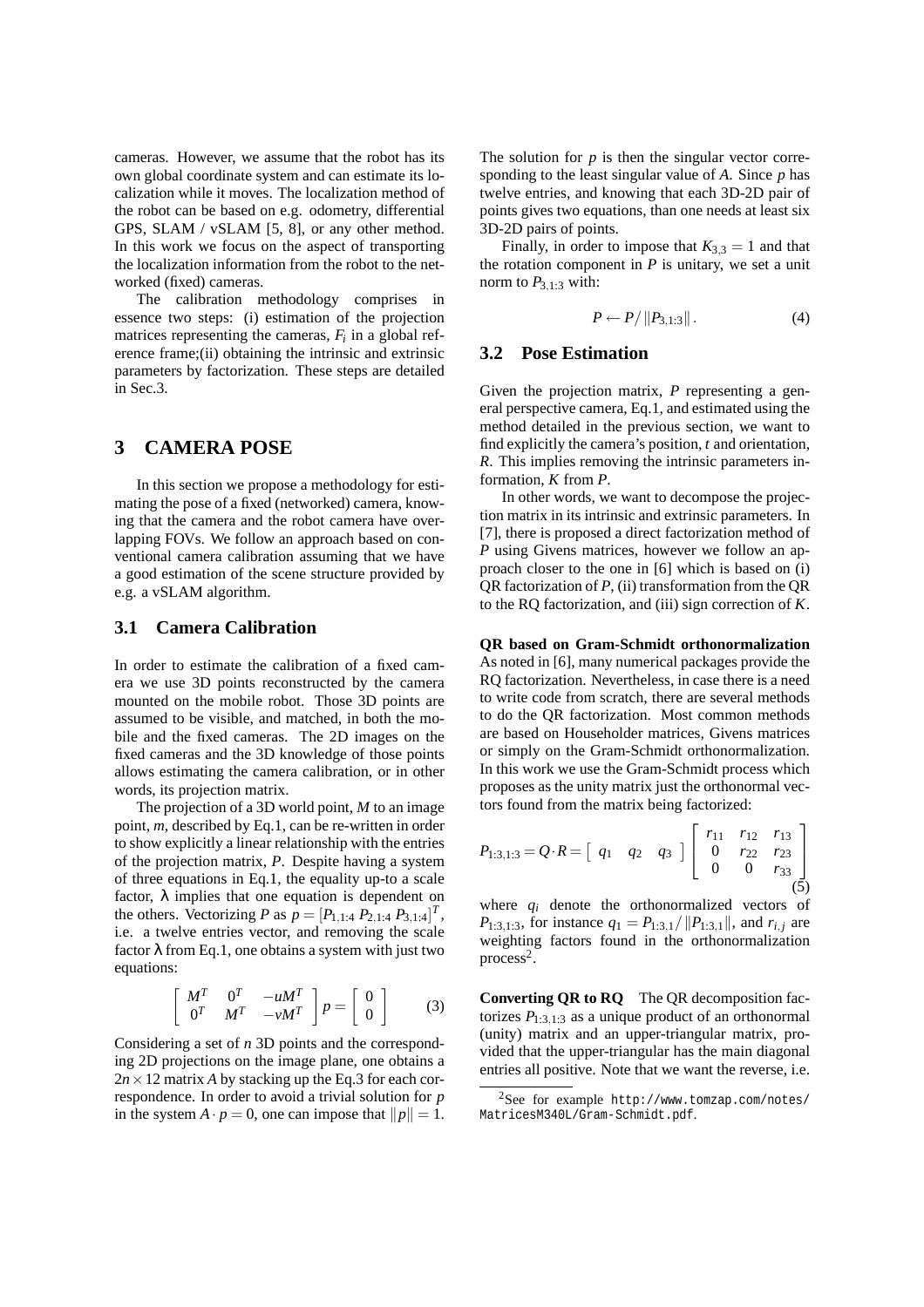cameras. However, we assume that the robot has its own global coordinate system and can estimate its localization while it moves. The localization method of the robot can be based on e.g. odometry, differential GPS, SLAM / vSLAM [5, 8], or any other method. In this work we focus on the aspect of transporting the localization information from the robot to the networked (fixed) cameras.

The calibration methodology comprises in essence two steps: (i) estimation of the projection matrices representing the cameras, $F_i$ in a global reference frame;(ii) obtaining the intrinsic and extrinsic parameters by factorization. These steps are detailed in Sec.3.

# 3 CAMERA POSE

In this section we propose a methodology for estimating the pose of a fixed (networked) camera, knowing that the camera and the robot camera have overlapping FOVs. We follow an approach based on conventional camera calibration assuming that we have a good estimation of the scene structure provided by e.g. a vSLAM algorithm.

## 3.1 Camera Calibration

In order to estimate the calibration of a fixed camera we use 3D points reconstructed by the camera mounted on the mobile robot. Those 3D points are assumed to be visible, and matched, in both the mobile and the fixed cameras. The 2D images on the fixed cameras and the 3D knowledge of those points allows estimating the camera calibration, or in other words, its projection matrix.

The projection of a 3D world point, $M$ to an image point, $m$, described by Eq.1, can be re-written in order to show explicitly a linear relationship with the entries of the projection matrix, $P$. Despite having a system of three equations in Eq.1, the equality up-to a scale factor, $\lambda$ implies that one equation is dependent on the others. Vectorizing $P$ as $p = [P_{1,1:4}\ P_{2,1:4}\ P_{3,1:4}]^T$, i.e. a twelve entries vector, and removing the scale factor $\lambda$ from Eq.1, one obtains a system with just two equations:

$$\begin{bmatrix} M^T & 0^T & -uM^T \\ 0^T & M^T & -vM^T \end{bmatrix} p = \begin{bmatrix} 0 \\ 0 \end{bmatrix} \tag{3}$$

Considering a set of $n$ 3D points and the corresponding 2D projections on the image plane, one obtains a $2n \times 12$ matrix $A$ by stacking up the Eq.3 for each correspondence. In order to avoid a trivial solution for $p$ in the system $A \cdot p = 0$, one can impose that $\|p\| = 1$. The solution for $p$ is then the singular vector corresponding to the least singular value of $A$. Since $p$ has twelve entries, and knowing that each 3D-2D pair of points gives two equations, than one needs at least six 3D-2D pairs of points.

Finally, in order to impose that $K_{3,3} = 1$ and that the rotation component in $P$ is unitary, we set a unit norm to $P_{3,1:3}$ with:

$$P \leftarrow P / \|P_{3,1:3}\|. \tag{4}$$

## 3.2 Pose Estimation

Given the projection matrix, $P$ representing a general perspective camera, Eq.1, and estimated using the method detailed in the previous section, we want to find explicitly the camera's position, $t$ and orientation, $R$. This implies removing the intrinsic parameters information, $K$ from $P$.

In other words, we want to decompose the projection matrix in its intrinsic and extrinsic parameters. In [7], there is proposed a direct factorization method of $P$ using Givens matrices, however we follow an approach closer to the one in [6] which is based on (i) QR factorization of $P$, (ii) transformation from the QR to the RQ factorization, and (iii) sign correction of $K$.

**QR based on Gram-Schmidt orthonormalization** As noted in [6], many numerical packages provide the RQ factorization. Nevertheless, in case there is a need to write code from scratch, there are several methods to do the QR factorization. Most common methods are based on Householder matrices, Givens matrices or simply on the Gram-Schmidt orthonormalization. In this work we use the Gram-Schmidt process which proposes as the unity matrix just the orthonormal vectors found from the matrix being factorized:

$$P_{1:3,1:3} = Q \cdot R = \begin{bmatrix} q_1 & q_2 & q_3 \end{bmatrix} \begin{bmatrix} r_{11} & r_{12} & r_{13} \\ 0 & r_{22} & r_{23} \\ 0 & 0 & r_{33} \end{bmatrix} \tag{5}$$

where $q_i$ denote the orthonormalized vectors of $P_{1:3,1:3}$, for instance $q_1 = P_{1:3,1} / \|P_{1:3,1}\|$, and $r_{i,j}$ are weighting factors found in the orthonormalization process[2].

**Converting QR to RQ** The QR decomposition factorizes $P_{1:3,1:3}$ as a unique product of an orthonormal (unity) matrix and an upper-triangular matrix, provided that the upper-triangular has the main diagonal entries all positive. Note that we want the reverse, i.e.

[2] See for example http://www.tomzap.com/notes/MatricesM340L/Gram-Schmidt.pdf.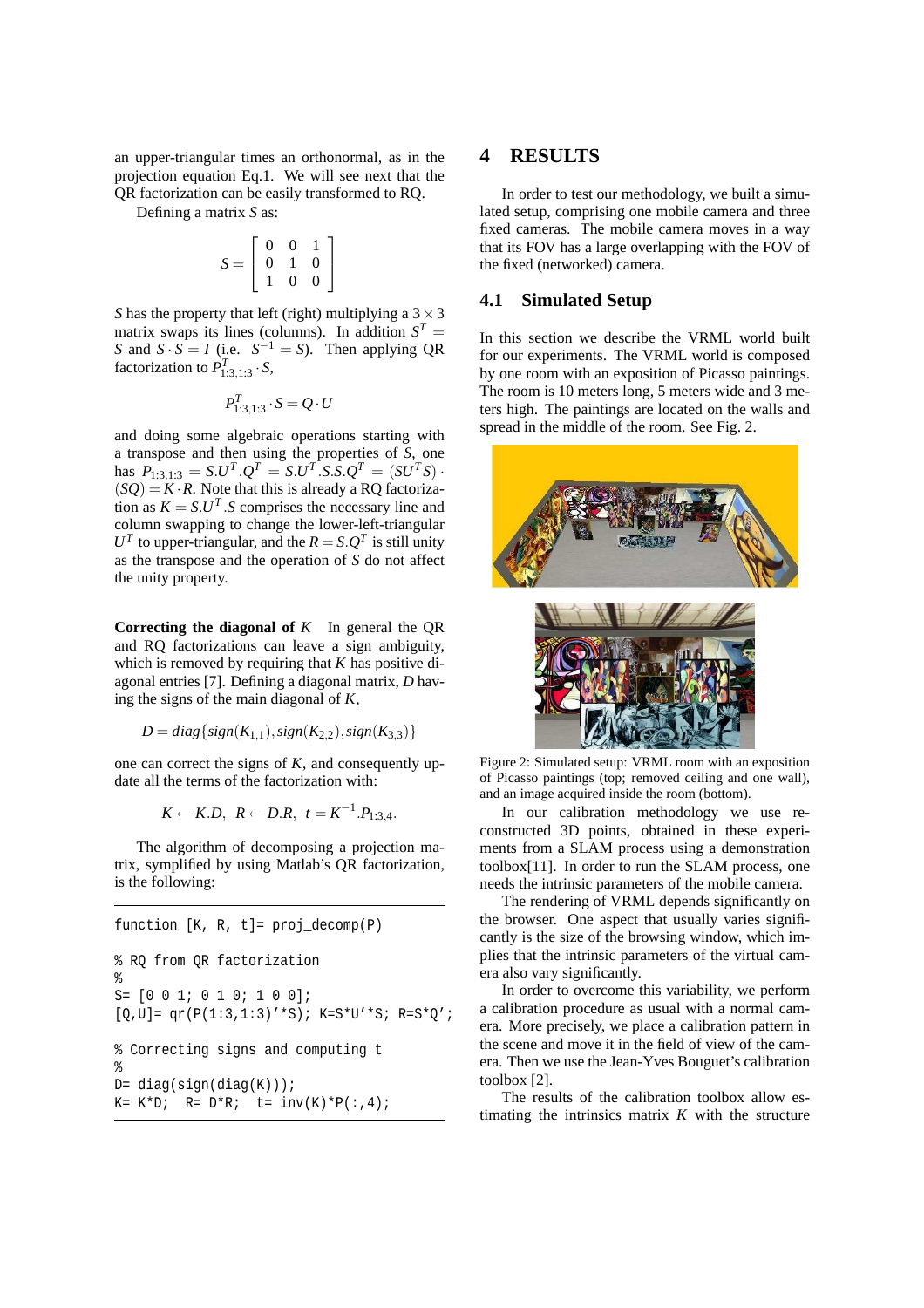an upper-triangular times an orthonormal, as in the projection equation Eq.1. We will see next that the QR factorization can be easily transformed to RQ.

Defining a matrix $S$ as:

$$S = \begin{bmatrix} 0 & 0 & 1 \\ 0 & 1 & 0 \\ 1 & 0 & 0 \end{bmatrix}$$

$S$ has the property that left (right) multiplying a $3 \times 3$ matrix swaps its lines (columns). In addition $S^T = S$ and $S \cdot S = I$ (i.e. $S^{-1} = S$). Then applying QR factorization to $P^T_{1:3,1:3} \cdot S$,

$$P^T_{1:3,1:3} \cdot S = Q \cdot U$$

and doing some algebraic operations starting with a transpose and then using the properties of $S$, one has $P_{1:3,1:3} = S.U^T.Q^T = S.U^T.S.S.Q^T = (SU^TS) \cdot (SQ) = K \cdot R$. Note that this is already a RQ factorization as $K = S.U^T.S$ comprises the necessary line and column swapping to change the lower-left-triangular $U^T$ to upper-triangular, and the $R = S.Q^T$ is still unity as the transpose and the operation of $S$ do not affect the unity property.

**Correcting the diagonal of** $K$ In general the QR and RQ factorizations can leave a sign ambiguity, which is removed by requiring that $K$ has positive diagonal entries [7]. Defining a diagonal matrix, $D$ having the signs of the main diagonal of $K$,

$$D = diag\{sign(K_{1,1}), sign(K_{2,2}), sign(K_{3,3})\}$$

one can correct the signs of $K$, and consequently update all the terms of the factorization with:

$$K \leftarrow K.D, \;\; R \leftarrow D.R, \;\; t = K^{-1}.P_{1:3,4}.$$

The algorithm of decomposing a projection matrix, symplified by using Matlab's QR factorization, is the following:

```
function [K, R, t]= proj_decomp(P)

% RQ from QR factorization
%
S= [0 0 1; 0 1 0; 1 0 0];
[Q,U]= qr(P(1:3,1:3)'*S); K=S*U'*S; R=S*Q';

% Correcting signs and computing t
%
D= diag(sign(diag(K)));
K= K*D;  R= D*R;  t= inv(K)*P(:,4);
```

# 4 RESULTS

In order to test our methodology, we built a simulated setup, comprising one mobile camera and three fixed cameras. The mobile camera moves in a way that its FOV has a large overlapping with the FOV of the fixed (networked) camera.

## 4.1 Simulated Setup

In this section we describe the VRML world built for our experiments. The VRML world is composed by one room with an exposition of Picasso paintings. The room is 10 meters long, 5 meters wide and 3 meters high. The paintings are located on the walls and spread in the middle of the room. See Fig. 2.

Figure 2: Simulated setup: VRML room with an exposition of Picasso paintings (top; removed ceiling and one wall), and an image acquired inside the room (bottom).

In our calibration methodology we use reconstructed 3D points, obtained in these experiments from a SLAM process using a demonstration toolbox[11]. In order to run the SLAM process, one needs the intrinsic parameters of the mobile camera.

The rendering of VRML depends significantly on the browser. One aspect that usually varies significantly is the size of the browsing window, which implies that the intrinsic parameters of the virtual camera also vary significantly.

In order to overcome this variability, we perform a calibration procedure as usual with a normal camera. More precisely, we place a calibration pattern in the scene and move it in the field of view of the camera. Then we use the Jean-Yves Bouguet's calibration toolbox [2].

The results of the calibration toolbox allow estimating the intrinsics matrix $K$ with the structure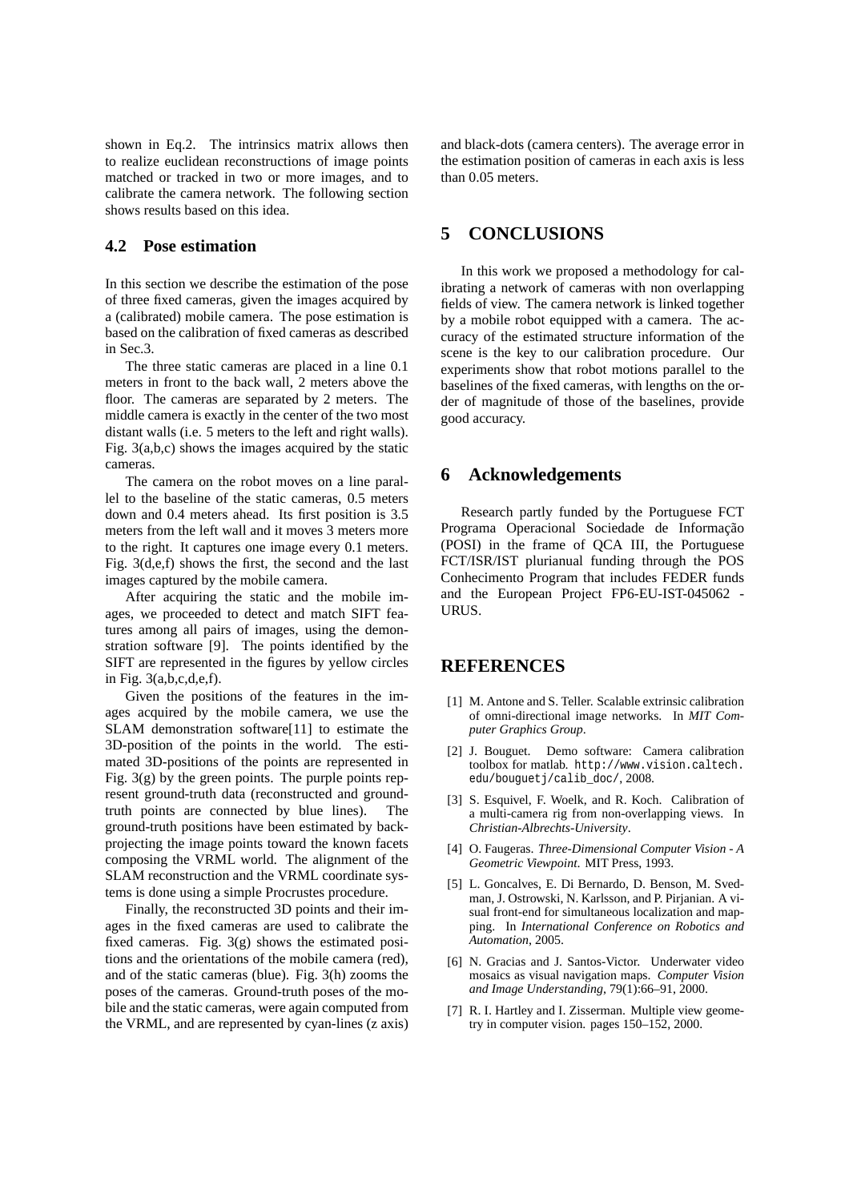shown in Eq.2. The intrinsics matrix allows then to realize euclidean reconstructions of image points matched or tracked in two or more images, and to calibrate the camera network. The following section shows results based on this idea.

### 4.2 Pose estimation

In this section we describe the estimation of the pose of three fixed cameras, given the images acquired by a (calibrated) mobile camera. The pose estimation is based on the calibration of fixed cameras as described in Sec.3.

The three static cameras are placed in a line 0.1 meters in front to the back wall, 2 meters above the floor. The cameras are separated by 2 meters. The middle camera is exactly in the center of the two most distant walls (i.e. 5 meters to the left and right walls). Fig. 3(a,b,c) shows the images acquired by the static cameras.

The camera on the robot moves on a line parallel to the baseline of the static cameras, 0.5 meters down and 0.4 meters ahead. Its first position is 3.5 meters from the left wall and it moves 3 meters more to the right. It captures one image every 0.1 meters. Fig. 3(d,e,f) shows the first, the second and the last images captured by the mobile camera.

After acquiring the static and the mobile images, we proceeded to detect and match SIFT features among all pairs of images, using the demonstration software [9]. The points identified by the SIFT are represented in the figures by yellow circles in Fig. 3(a,b,c,d,e,f).

Given the positions of the features in the images acquired by the mobile camera, we use the SLAM demonstration software[11] to estimate the 3D-position of the points in the world. The estimated 3D-positions of the points are represented in Fig. 3(g) by the green points. The purple points represent ground-truth data (reconstructed and ground-truth points are connected by blue lines). The ground-truth positions have been estimated by back-projecting the image points toward the known facets composing the VRML world. The alignment of the SLAM reconstruction and the VRML coordinate systems is done using a simple Procrustes procedure.

Finally, the reconstructed 3D points and their images in the fixed cameras are used to calibrate the fixed cameras. Fig. 3(g) shows the estimated positions and the orientations of the mobile camera (red), and of the static cameras (blue). Fig. 3(h) zooms the poses of the cameras. Ground-truth poses of the mobile and the static cameras, were again computed from the VRML, and are represented by cyan-lines (z axis) and black-dots (camera centers). The average error in the estimation position of cameras in each axis is less than 0.05 meters.

## 5 CONCLUSIONS

In this work we proposed a methodology for calibrating a network of cameras with non overlapping fields of view. The camera network is linked together by a mobile robot equipped with a camera. The accuracy of the estimated structure information of the scene is the key to our calibration procedure. Our experiments show that robot motions parallel to the baselines of the fixed cameras, with lengths on the order of magnitude of those of the baselines, provide good accuracy.

## 6 Acknowledgements

Research partly funded by the Portuguese FCT Programa Operacional Sociedade de Informação (POSI) in the frame of QCA III, the Portuguese FCT/ISR/IST plurianual funding through the POS Conhecimento Program that includes FEDER funds and the European Project FP6-EU-IST-045062 - URUS.

## REFERENCES

[1] M. Antone and S. Teller. Scalable extrinsic calibration of omni-directional image networks. In *MIT Computer Graphics Group*.

[2] J. Bouguet. Demo software: Camera calibration toolbox for matlab. `http://www.vision.caltech.edu/bouguetj/calib_doc/`, 2008.

[3] S. Esquivel, F. Woelk, and R. Koch. Calibration of a multi-camera rig from non-overlapping views. In *Christian-Albrechts-University*.

[4] O. Faugeras. *Three-Dimensional Computer Vision - A Geometric Viewpoint*. MIT Press, 1993.

[5] L. Goncalves, E. Di Bernardo, D. Benson, M. Svedman, J. Ostrowski, N. Karlsson, and P. Pirjanian. A visual front-end for simultaneous localization and mapping. In *International Conference on Robotics and Automation*, 2005.

[6] N. Gracias and J. Santos-Victor. Underwater video mosaics as visual navigation maps. *Computer Vision and Image Understanding*, 79(1):66–91, 2000.

[7] R. I. Hartley and I. Zisserman. Multiple view geometry in computer vision. pages 150–152, 2000.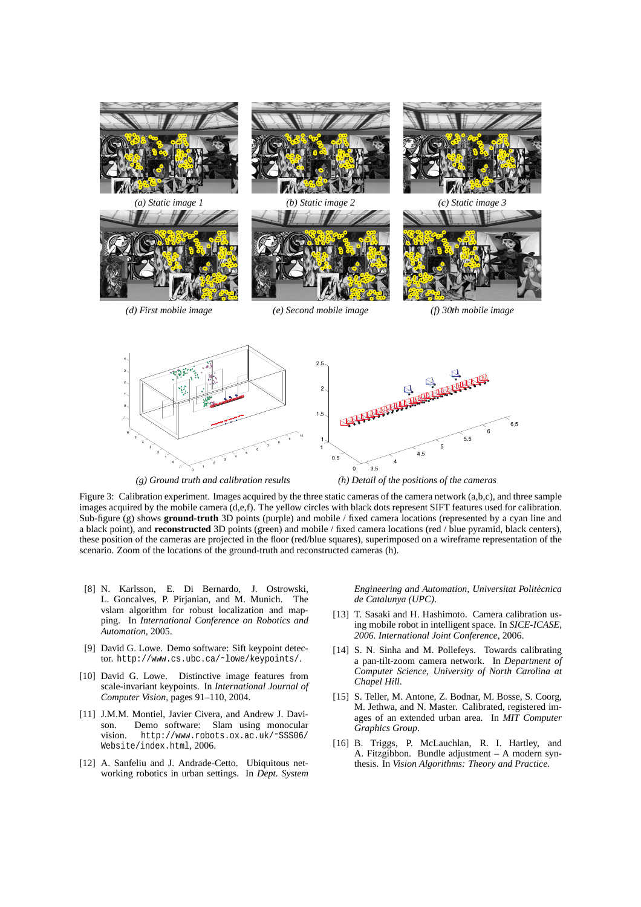(a) Static image 1

(b) Static image 2

(c) Static image 3

(d) First mobile image

(e) Second mobile image

(f) 30th mobile image

(g) Ground truth and calibration results

(h) Detail of the positions of the cameras

Figure 3: Calibration experiment. Images acquired by the three static cameras of the camera network (a,b,c), and three sample images acquired by the mobile camera (d,e,f). The yellow circles with black dots represent SIFT features used for calibration. Sub-figure (g) shows **ground-truth** 3D points (purple) and mobile / fixed camera locations (represented by a cyan line and a black point), and **reconstructed** 3D points (green) and mobile / fixed camera locations (red / blue pyramid, black centers), these position of the cameras are projected in the floor (red/blue squares), superimposed on a wireframe representation of the scenario. Zoom of the locations of the ground-truth and reconstructed cameras (h).

[8] N. Karlsson, E. Di Bernardo, J. Ostrowski, L. Goncalves, P. Pirjanian, and M. Munich. The vslam algorithm for robust localization and mapping. In *International Conference on Robotics and Automation*, 2005.

[9] David G. Lowe. Demo software: Sift keypoint detector. http://www.cs.ubc.ca/~lowe/keypoints/.

[10] David G. Lowe. Distinctive image features from scale-invariant keypoints. In *International Journal of Computer Vision*, pages 91–110, 2004.

[11] J.M.M. Montiel, Javier Civera, and Andrew J. Davison. Demo software: Slam using monocular vision. http://www.robots.ox.ac.uk/~SSS06/Website/index.html, 2006.

[12] A. Sanfeliu and J. Andrade-Cetto. Ubiquitous networking robotics in urban settings. In *Dept. System Engineering and Automation, Universitat Politècnica de Catalunya (UPC)*.

[13] T. Sasaki and H. Hashimoto. Camera calibration using mobile robot in intelligent space. In *SICE-ICASE, 2006. International Joint Conference*, 2006.

[14] S. N. Sinha and M. Pollefeys. Towards calibrating a pan-tilt-zoom camera network. In *Department of Computer Science, University of North Carolina at Chapel Hill*.

[15] S. Teller, M. Antone, Z. Bodnar, M. Bosse, S. Coorg, M. Jethwa, and N. Master. Calibrated, registered images of an extended urban area. In *MIT Computer Graphics Group*.

[16] B. Triggs, P. McLauchlan, R. I. Hartley, and A. Fitzgibbon. Bundle adjustment – A modern synthesis. In *Vision Algorithms: Theory and Practice*.